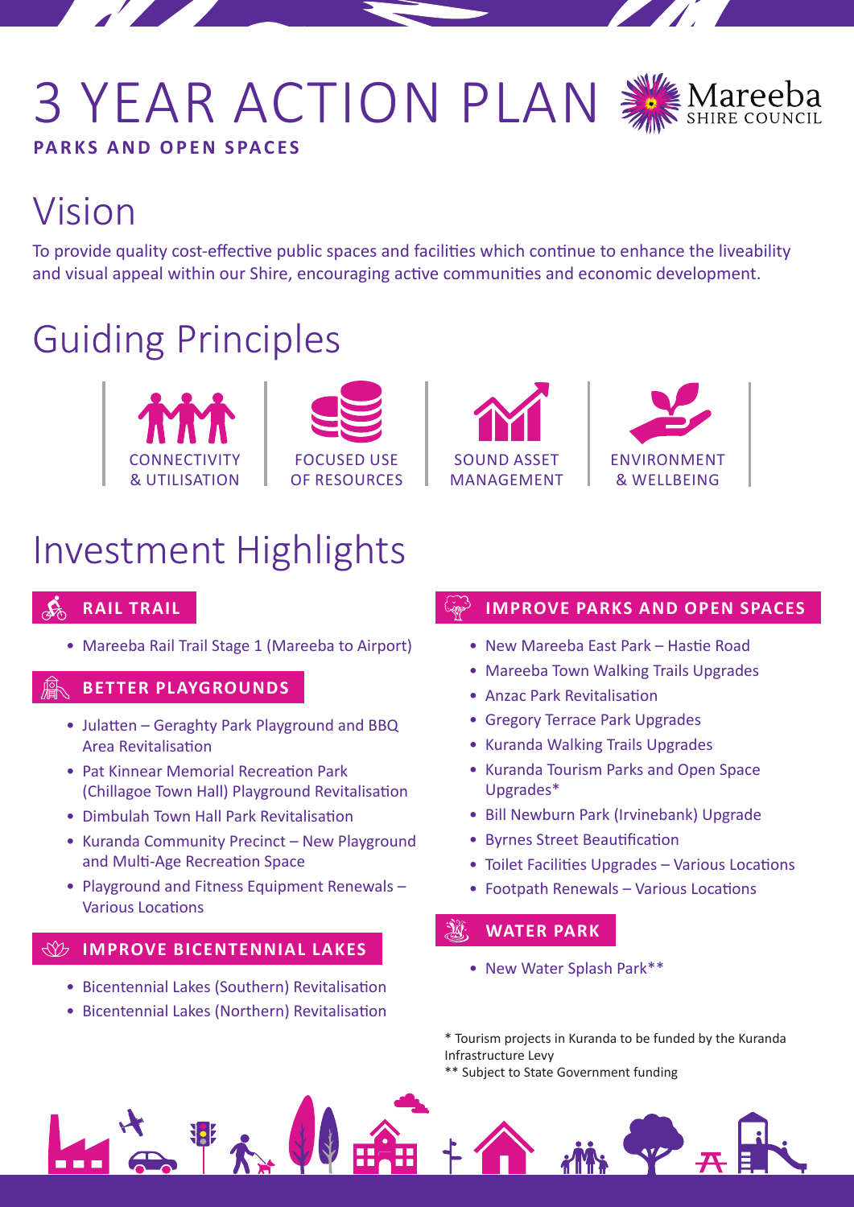# 3 YEAR ACTION PLAN

Mareeba SHIRE COUNCIL

**PARKS AND OPEN SPACES**

## Vision

To provide quality cost-effective public spaces and facilities which continue to enhance the liveability and visual appeal within our Shire, encouraging active communities and economic development.

## Guiding Principles

- CONNECTIVITY & UTILISATION
- FOCUSED USE OF RESOURCES
- SOUND ASSET MANAGEMENT
- ENVIRONMENT & WELLBEING

## Investment Highlights

### RAIL TRAIL

- Mareeba Rail Trail Stage 1 (Mareeba to Airport)

### BETTER PLAYGROUNDS

- Julatten – Geraghty Park Playground and BBQ Area Revitalisation
- Pat Kinnear Memorial Recreation Park (Chillagoe Town Hall) Playground Revitalisation
- Dimbulah Town Hall Park Revitalisation
- Kuranda Community Precinct – New Playground and Multi-Age Recreation Space
- Playground and Fitness Equipment Renewals – Various Locations

### IMPROVE BICENTENNIAL LAKES

- Bicentennial Lakes (Southern) Revitalisation
- Bicentennial Lakes (Northern) Revitalisation

### IMPROVE PARKS AND OPEN SPACES

- New Mareeba East Park – Hastie Road
- Mareeba Town Walking Trails Upgrades
- Anzac Park Revitalisation
- Gregory Terrace Park Upgrades
- Kuranda Walking Trails Upgrades
- Kuranda Tourism Parks and Open Space Upgrades*
- Bill Newburn Park (Irvinebank) Upgrade
- Byrnes Street Beautification
- Toilet Facilities Upgrades – Various Locations
- Footpath Renewals – Various Locations

### WATER PARK

- New Water Splash Park**

\* Tourism projects in Kuranda to be funded by the Kuranda Infrastructure Levy

** Subject to State Government funding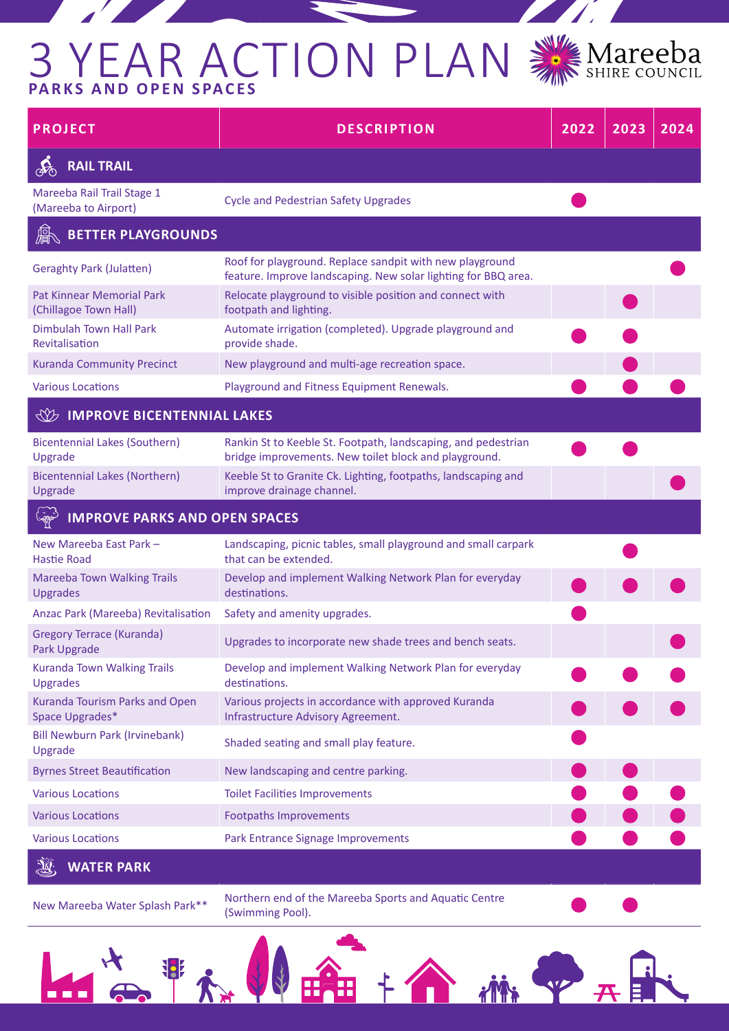# 3 YEAR ACTION PLAN

## PARKS AND OPEN SPACES

Mareeba SHIRE COUNCIL

| PROJECT | DESCRIPTION | 2022 | 2023 | 2024 |
|---|---|---|---|---|
| **RAIL TRAIL** | | | | |
| Mareeba Rail Trail Stage 1 (Mareeba to Airport) | Cycle and Pedestrian Safety Upgrades | ● | | |
| **BETTER PLAYGROUNDS** | | | | |
| Geraghty Park (Julatten) | Roof for playground. Replace sandpit with new playground feature. Improve landscaping. New solar lighting for BBQ area. | | | ● |
| Pat Kinnear Memorial Park (Chillagoe Town Hall) | Relocate playground to visible position and connect with footpath and lighting. | | ● | |
| Dimbulah Town Hall Park Revitalisation | Automate irrigation (completed). Upgrade playground and provide shade. | ● | ● | |
| Kuranda Community Precinct | New playground and multi-age recreation space. | | ● | |
| Various Locations | Playground and Fitness Equipment Renewals. | ● | ● | ● |
| **IMPROVE BICENTENNIAL LAKES** | | | | |
| Bicentennial Lakes (Southern) Upgrade | Rankin St to Keeble St. Footpath, landscaping, and pedestrian bridge improvements. New toilet block and playground. | ● | ● | |
| Bicentennial Lakes (Northern) Upgrade | Keeble St to Granite Ck. Lighting, footpaths, landscaping and improve drainage channel. | | | ● |
| **IMPROVE PARKS AND OPEN SPACES** | | | | |
| New Mareeba East Park – Hastie Road | Landscaping, picnic tables, small playground and small carpark that can be extended. | | ● | |
| Mareeba Town Walking Trails Upgrades | Develop and implement Walking Network Plan for everyday destinations. | ● | ● | ● |
| Anzac Park (Mareeba) Revitalisation | Safety and amenity upgrades. | ● | | |
| Gregory Terrace (Kuranda) Park Upgrade | Upgrades to incorporate new shade trees and bench seats. | | | ● |
| Kuranda Town Walking Trails Upgrades | Develop and implement Walking Network Plan for everyday destinations. | ● | ● | ● |
| Kuranda Tourism Parks and Open Space Upgrades* | Various projects in accordance with approved Kuranda Infrastructure Advisory Agreement. | ● | ● | ● |
| Bill Newburn Park (Irvinebank) Upgrade | Shaded seating and small play feature. | ● | | |
| Byrnes Street Beautification | New landscaping and centre parking. | ● | ● | |
| Various Locations | Toilet Facilities Improvements | ● | ● | ● |
| Various Locations | Footpaths Improvements | ● | ● | ● |
| Various Locations | Park Entrance Signage Improvements | ● | ● | ● |
| **WATER PARK** | | | | |
| New Mareeba Water Splash Park** | Northern end of the Mareeba Sports and Aquatic Centre (Swimming Pool). | ● | ● | |